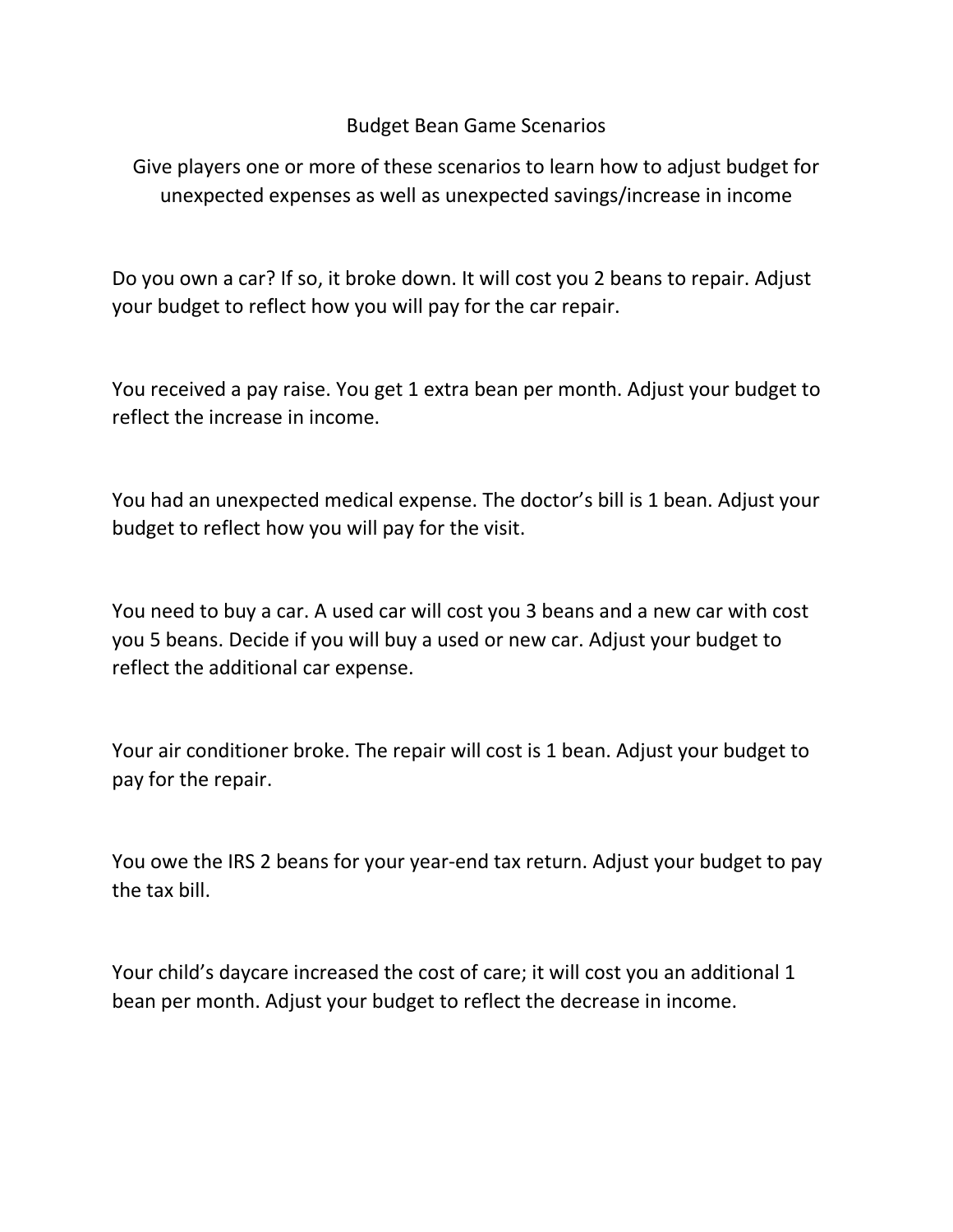# Budget Bean Game Scenarios

Give players one or more of these scenarios to learn how to adjust budget for unexpected expenses as well as unexpected savings/increase in income

Do you own a car? If so, it broke down. It will cost you 2 beans to repair. Adjust your budget to reflect how you will pay for the car repair.

You received a pay raise. You get 1 extra bean per month. Adjust your budget to reflect the increase in income.

You had an unexpected medical expense. The doctor's bill is 1 bean. Adjust your budget to reflect how you will pay for the visit.

You need to buy a car. A used car will cost you 3 beans and a new car with cost you 5 beans. Decide if you will buy a used or new car. Adjust your budget to reflect the additional car expense.

Your air conditioner broke. The repair will cost is 1 bean. Adjust your budget to pay for the repair.

You owe the IRS 2 beans for your year-end tax return. Adjust your budget to pay the tax bill.

Your child's daycare increased the cost of care; it will cost you an additional 1 bean per month. Adjust your budget to reflect the decrease in income.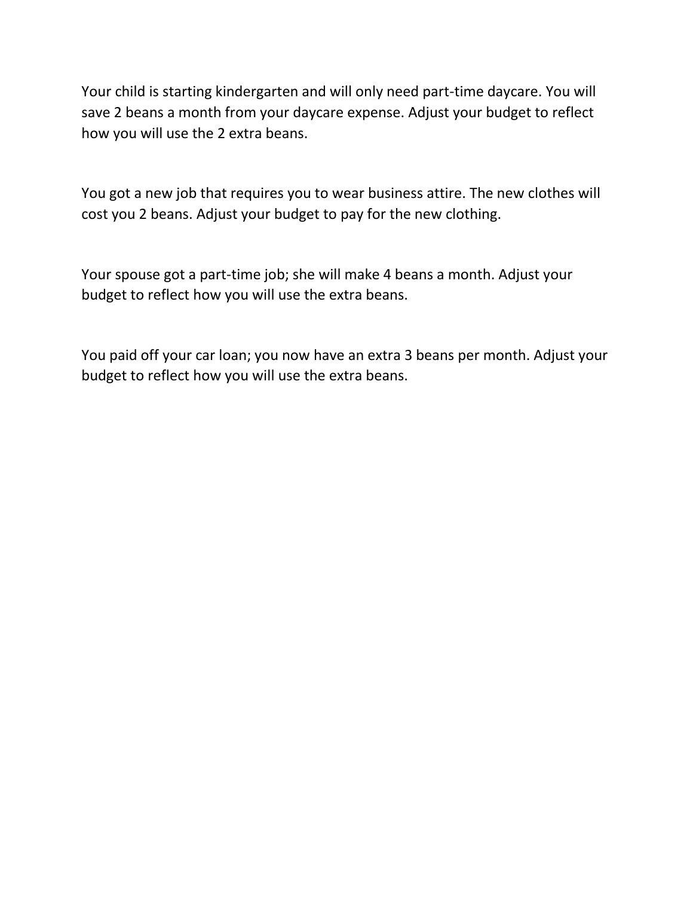Your child is starting kindergarten and will only need part-time daycare. You will save 2 beans a month from your daycare expense. Adjust your budget to reflect how you will use the 2 extra beans.

You got a new job that requires you to wear business attire. The new clothes will cost you 2 beans. Adjust your budget to pay for the new clothing.

Your spouse got a part-time job; she will make 4 beans a month. Adjust your budget to reflect how you will use the extra beans.

You paid off your car loan; you now have an extra 3 beans per month. Adjust your budget to reflect how you will use the extra beans.